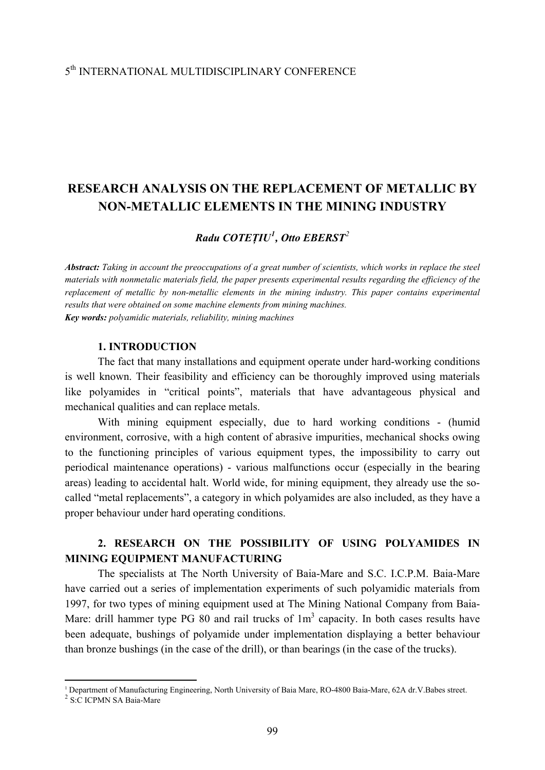# RESEARCH ANALYSIS ON THE REPLACEMENT OF METALLIC BY NON-METALLIC ELEMENTS IN THE MINING INDUSTRY

***Radu COTEȚIU[1], Otto EBERST[2]***

***Abstract:*** *Taking in account the preoccupations of a great number of scientists, which works in replace the steel materials with nonmetalic materials field, the paper presents experimental results regarding the efficiency of the replacement of metallic by non-metallic elements in the mining industry. This paper contains experimental results that were obtained on some machine elements from mining machines.*

***Key words:*** *polyamidic materials, reliability, mining machines*

## 1. INTRODUCTION

The fact that many installations and equipment operate under hard-working conditions is well known. Their feasibility and efficiency can be thoroughly improved using materials like polyamides in "critical points", materials that have advantageous physical and mechanical qualities and can replace metals.

With mining equipment especially, due to hard working conditions - (humid environment, corrosive, with a high content of abrasive impurities, mechanical shocks owing to the functioning principles of various equipment types, the impossibility to carry out periodical maintenance operations) - various malfunctions occur (especially in the bearing areas) leading to accidental halt. World wide, for mining equipment, they already use the so-called "metal replacements", a category in which polyamides are also included, as they have a proper behaviour under hard operating conditions.

## 2. RESEARCH ON THE POSSIBILITY OF USING POLYAMIDES IN MINING EQUIPMENT MANUFACTURING

The specialists at The North University of Baia-Mare and S.C. I.C.P.M. Baia-Mare have carried out a series of implementation experiments of such polyamidic materials from 1997, for two types of mining equipment used at The Mining National Company from Baia-Mare: drill hammer type PG 80 and rail trucks of 1m$^3$ capacity. In both cases results have been adequate, bushings of polyamide under implementation displaying a better behaviour than bronze bushings (in the case of the drill), or than bearings (in the case of the trucks).

---

[1] Department of Manufacturing Engineering, North University of Baia Mare, RO-4800 Baia-Mare, 62A dr.V.Babes street.

[2] S:C ICPMN SA Baia-Mare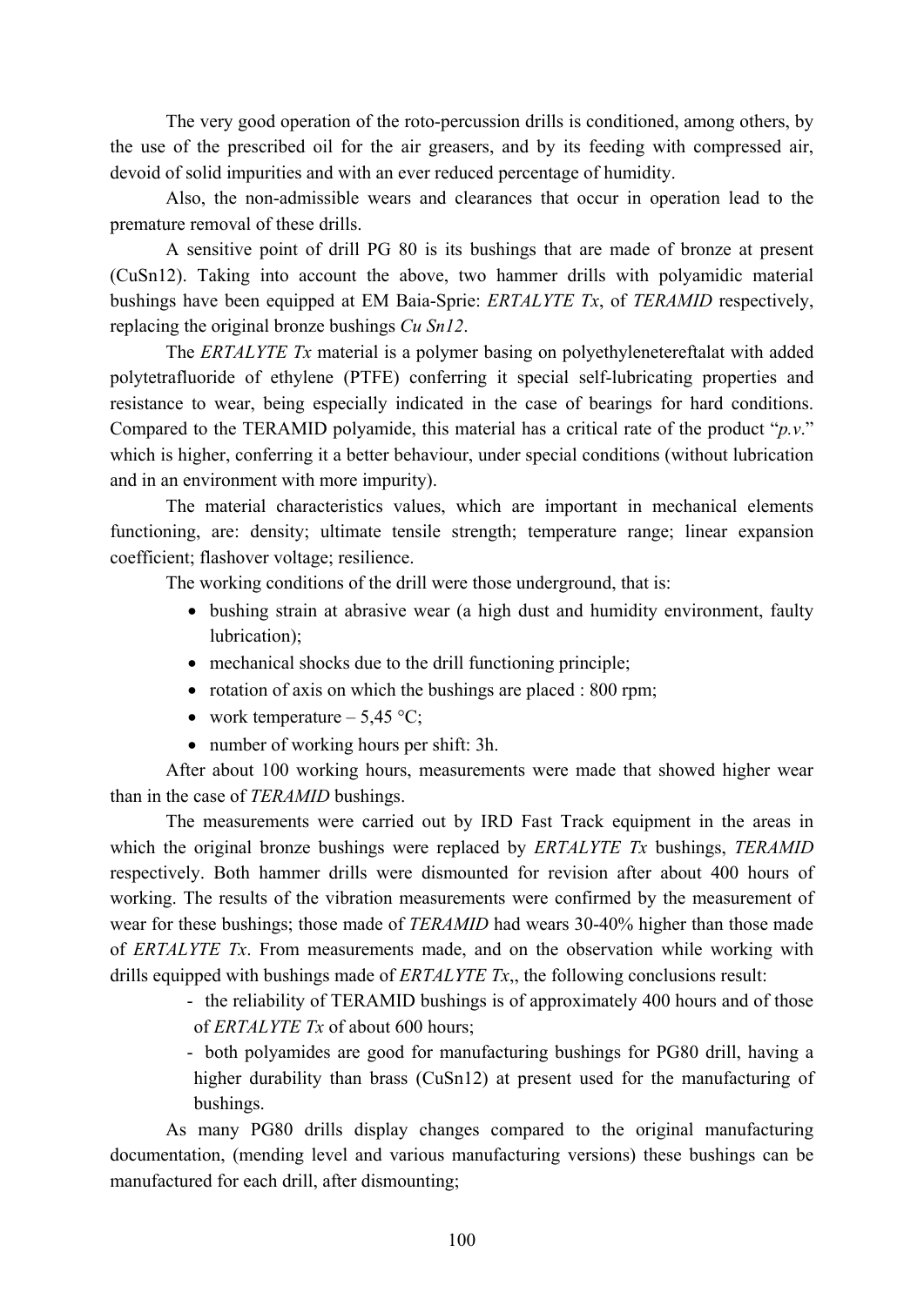The very good operation of the roto-percussion drills is conditioned, among others, by the use of the prescribed oil for the air greasers, and by its feeding with compressed air, devoid of solid impurities and with an ever reduced percentage of humidity.

Also, the non-admissible wears and clearances that occur in operation lead to the premature removal of these drills.

A sensitive point of drill PG 80 is its bushings that are made of bronze at present (CuSn12). Taking into account the above, two hammer drills with polyamidic material bushings have been equipped at EM Baia-Sprie: *ERTALYTE Tx*, of *TERAMID* respectively, replacing the original bronze bushings *Cu Sn12*.

The *ERTALYTE Tx* material is a polymer basing on polyethyleneterephtalat with added polytetrafluoride of ethylene (PTFE) conferring it special self-lubricating properties and resistance to wear, being especially indicated in the case of bearings for hard conditions. Compared to the TERAMID polyamide, this material has a critical rate of the product "*p.v.*" which is higher, conferring it a better behaviour, under special conditions (without lubrication and in an environment with more impurity).

The material characteristics values, which are important in mechanical elements functioning, are: density; ultimate tensile strength; temperature range; linear expansion coefficient; flashover voltage; resilience.

The working conditions of the drill were those underground, that is:

- bushing strain at abrasive wear (a high dust and humidity environment, faulty lubrication);
- mechanical shocks due to the drill functioning principle;
- rotation of axis on which the bushings are placed : 800 rpm;
- work temperature – 5,45 °C;
- number of working hours per shift: 3h.

After about 100 working hours, measurements were made that showed higher wear than in the case of *TERAMID* bushings.

The measurements were carried out by IRD Fast Track equipment in the areas in which the original bronze bushings were replaced by *ERTALYTE Tx* bushings, *TERAMID* respectively. Both hammer drills were dismounted for revision after about 400 hours of working. The results of the vibration measurements were confirmed by the measurement of wear for these bushings; those made of *TERAMID* had wears 30-40% higher than those made of *ERTALYTE Tx*. From measurements made, and on the observation while working with drills equipped with bushings made of *ERTALYTE Tx*,, the following conclusions result:

- the reliability of TERAMID bushings is of approximately 400 hours and of those of *ERTALYTE Tx* of about 600 hours;
- both polyamides are good for manufacturing bushings for PG80 drill, having a higher durability than brass (CuSn12) at present used for the manufacturing of bushings.

As many PG80 drills display changes compared to the original manufacturing documentation, (mending level and various manufacturing versions) these bushings can be manufactured for each drill, after dismounting;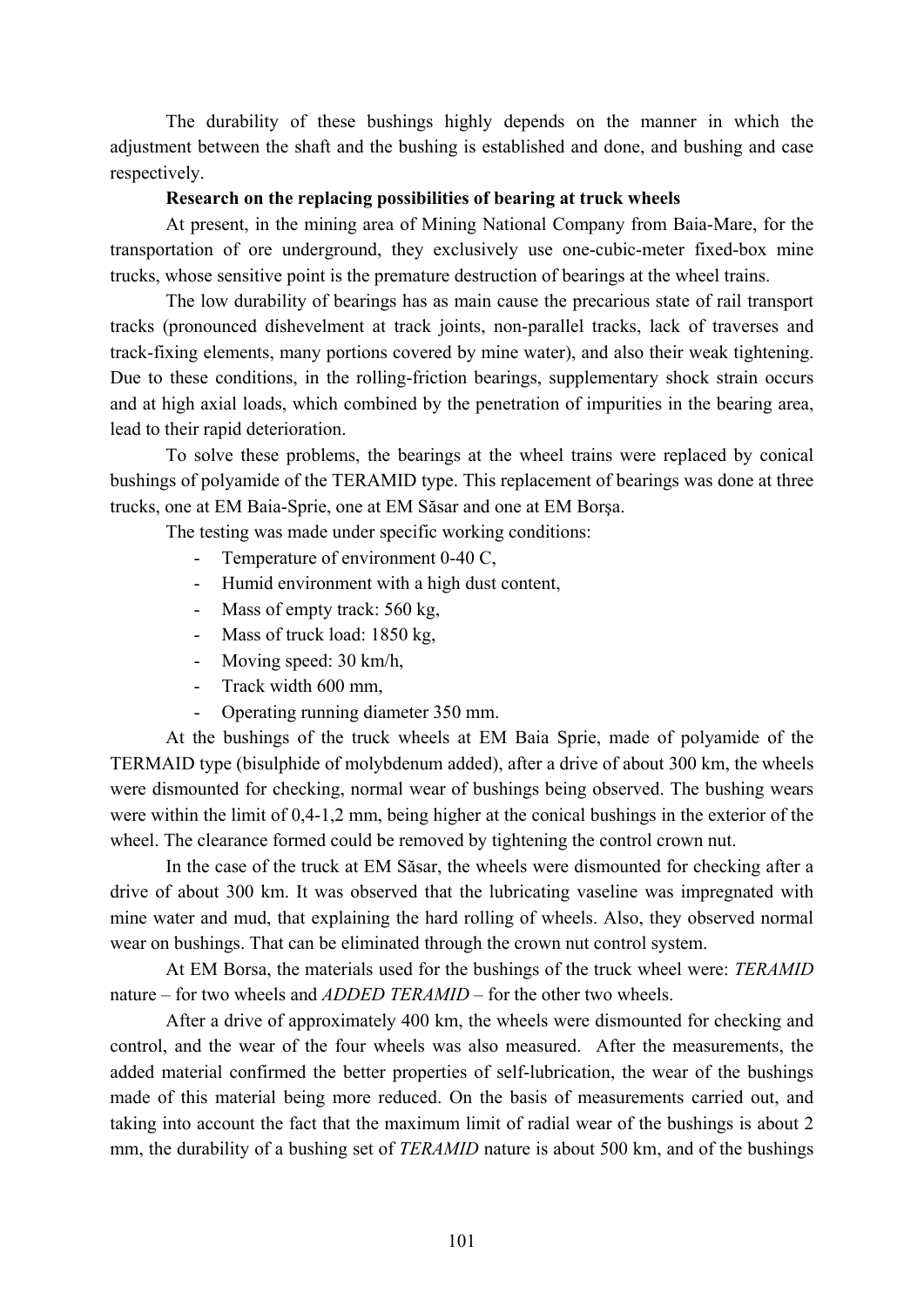The durability of these bushings highly depends on the manner in which the adjustment between the shaft and the bushing is established and done, and bushing and case respectively.

**Research on the replacing possibilities of bearing at truck wheels**

At present, in the mining area of Mining National Company from Baia-Mare, for the transportation of ore underground, they exclusively use one-cubic-meter fixed-box mine trucks, whose sensitive point is the premature destruction of bearings at the wheel trains.

The low durability of bearings has as main cause the precarious state of rail transport tracks (pronounced dishevelment at track joints, non-parallel tracks, lack of traverses and track-fixing elements, many portions covered by mine water), and also their weak tightening. Due to these conditions, in the rolling-friction bearings, supplementary shock strain occurs and at high axial loads, which combined by the penetration of impurities in the bearing area, lead to their rapid deterioration.

To solve these problems, the bearings at the wheel trains were replaced by conical bushings of polyamide of the TERAMID type. This replacement of bearings was done at three trucks, one at EM Baia-Sprie, one at EM Săsar and one at EM Borşa.

The testing was made under specific working conditions:

- Temperature of environment 0-40 C,
- Humid environment with a high dust content,
- Mass of empty track: 560 kg,
- Mass of truck load: 1850 kg,
- Moving speed: 30 km/h,
- Track width 600 mm,
- Operating running diameter 350 mm.

At the bushings of the truck wheels at EM Baia Sprie, made of polyamide of the TERMAID type (bisulphide of molybdenum added), after a drive of about 300 km, the wheels were dismounted for checking, normal wear of bushings being observed. The bushing wears were within the limit of 0,4-1,2 mm, being higher at the conical bushings in the exterior of the wheel. The clearance formed could be removed by tightening the control crown nut.

In the case of the truck at EM Săsar, the wheels were dismounted for checking after a drive of about 300 km. It was observed that the lubricating vaseline was impregnated with mine water and mud, that explaining the hard rolling of wheels. Also, they observed normal wear on bushings. That can be eliminated through the crown nut control system.

At EM Borsa, the materials used for the bushings of the truck wheel were: *TERAMID* nature – for two wheels and *ADDED TERAMID* – for the other two wheels.

After a drive of approximately 400 km, the wheels were dismounted for checking and control, and the wear of the four wheels was also measured. After the measurements, the added material confirmed the better properties of self-lubrication, the wear of the bushings made of this material being more reduced. On the basis of measurements carried out, and taking into account the fact that the maximum limit of radial wear of the bushings is about 2 mm, the durability of a bushing set of *TERAMID* nature is about 500 km, and of the bushings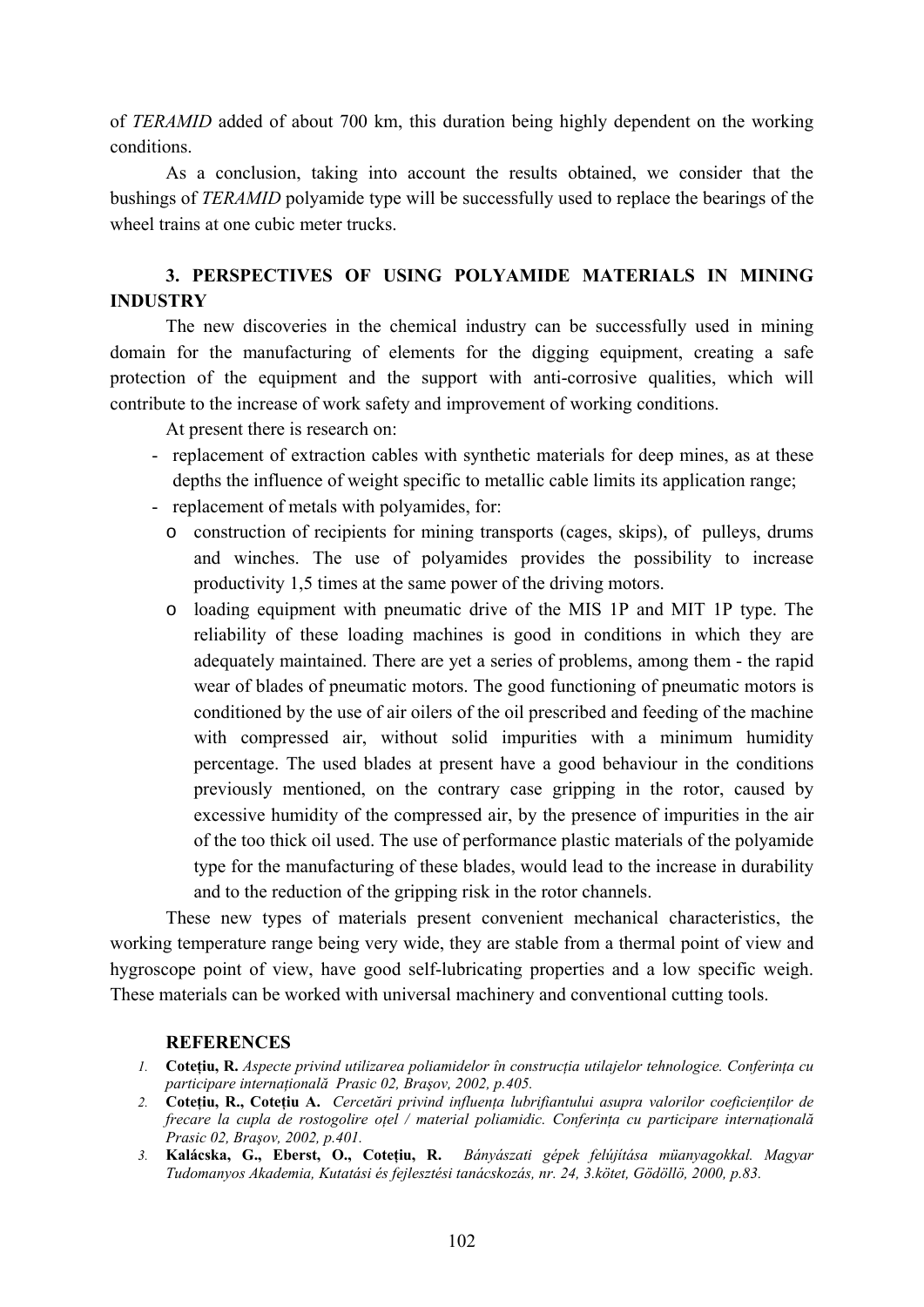of *TERAMID* added of about 700 km, this duration being highly dependent on the working conditions.

As a conclusion, taking into account the results obtained, we consider that the bushings of *TERAMID* polyamide type will be successfully used to replace the bearings of the wheel trains at one cubic meter trucks.

## 3. PERSPECTIVES OF USING POLYAMIDE MATERIALS IN MINING INDUSTRY

The new discoveries in the chemical industry can be successfully used in mining domain for the manufacturing of elements for the digging equipment, creating a safe protection of the equipment and the support with anti-corrosive qualities, which will contribute to the increase of work safety and improvement of working conditions.

At present there is research on:

- replacement of extraction cables with synthetic materials for deep mines, as at these depths the influence of weight specific to metallic cable limits its application range;
- replacement of metals with polyamides, for:
  - construction of recipients for mining transports (cages, skips), of pulleys, drums and winches. The use of polyamides provides the possibility to increase productivity 1,5 times at the same power of the driving motors.
  - loading equipment with pneumatic drive of the MIS 1P and MIT 1P type. The reliability of these loading machines is good in conditions in which they are adequately maintained. There are yet a series of problems, among them - the rapid wear of blades of pneumatic motors. The good functioning of pneumatic motors is conditioned by the use of air oilers of the oil prescribed and feeding of the machine with compressed air, without solid impurities with a minimum humidity percentage. The used blades at present have a good behaviour in the conditions previously mentioned, on the contrary case gripping in the rotor, caused by excessive humidity of the compressed air, by the presence of impurities in the air of the too thick oil used. The use of performance plastic materials of the polyamide type for the manufacturing of these blades, would lead to the increase in durability and to the reduction of the gripping risk in the rotor channels.

These new types of materials present convenient mechanical characteristics, the working temperature range being very wide, they are stable from a thermal point of view and hygroscope point of view, have good self-lubricating properties and a low specific weigh. These materials can be worked with universal machinery and conventional cutting tools.

## REFERENCES

1. **Coteţiu, R.** *Aspecte privind utilizarea poliamidelor în construcţia utilajelor tehnologice. Conferinţa cu participare internaţională Prasic 02, Braşov, 2002, p.405.*
2. **Coteţiu, R., Coteţiu A.** *Cercetări privind influenţa lubrifiantului asupra valorilor coeficienţilor de frecare la cupla de rostogolire oţel / material poliamidic. Conferinţa cu participare internaţională Prasic 02, Braşov, 2002, p.401.*
3. **Kalácska, G., Eberst, O., Coteţiu, R.** *Bányászati gépek felújítása müanyagokkal. Magyar Tudomanyos Akademia, Kutatási és fejlesztési tanácskozás, nr. 24, 3.kötet, Gödöllö, 2000, p.83.*